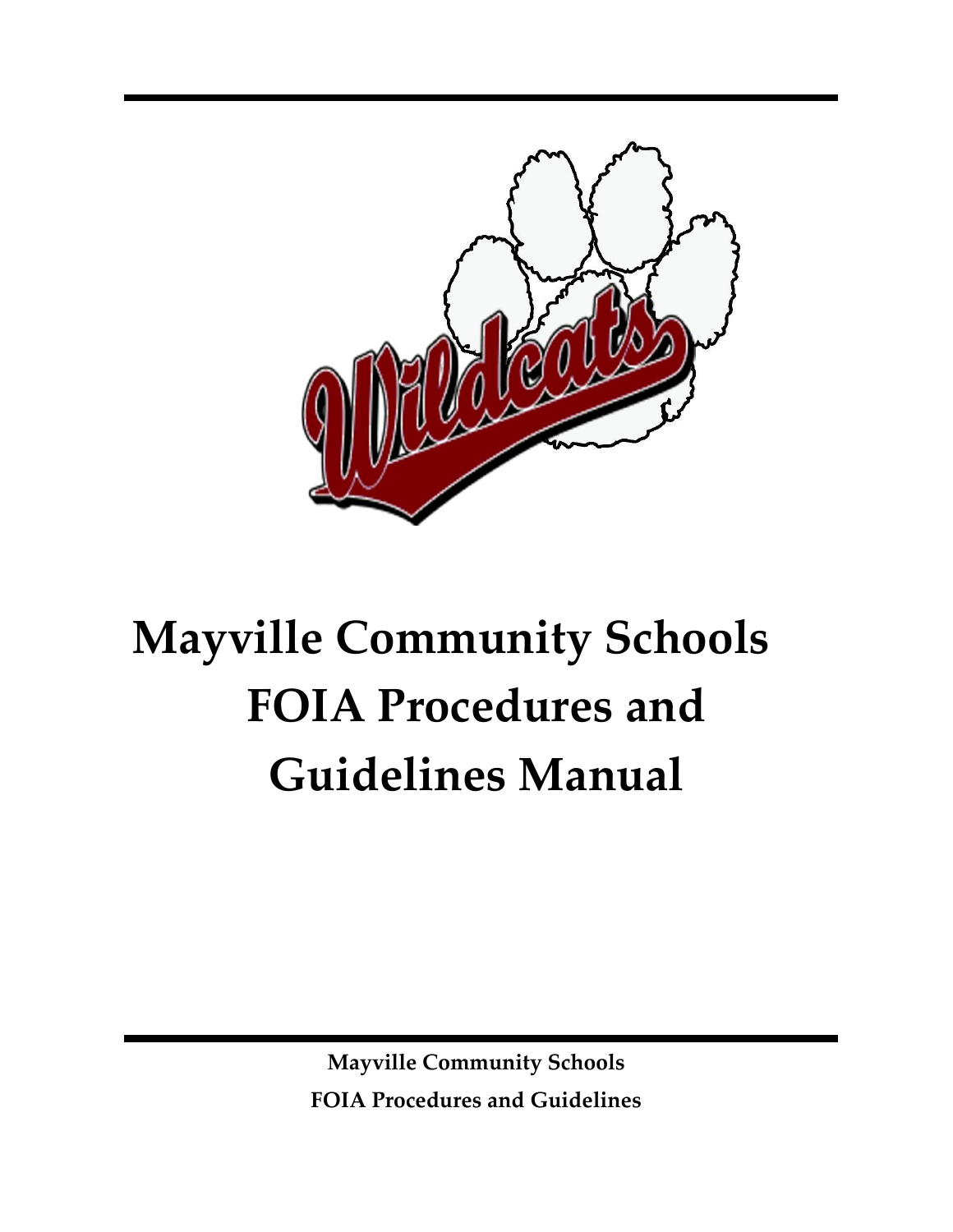# Mayville Community Schools FOIA Procedures and Guidelines Manual

**Mayville Community Schools**

**FOIA Procedures and Guidelines**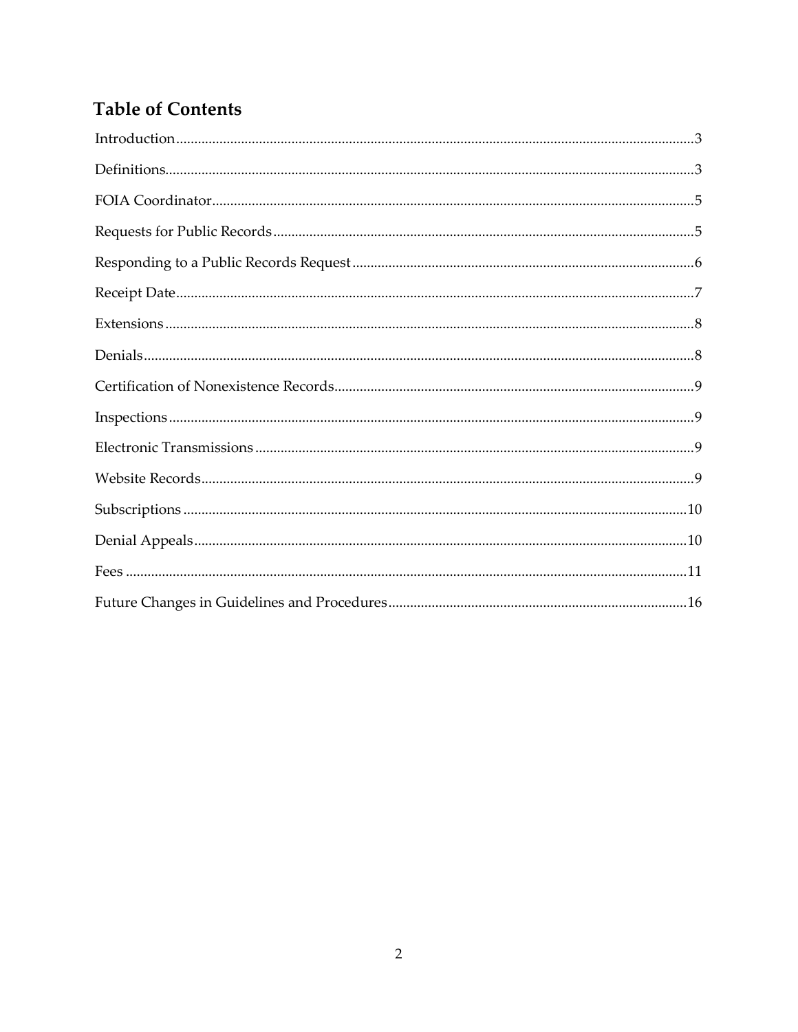## Table of Contents

Introduction....................3

Definitions....................3

FOIA Coordinator....................5

Requests for Public Records....................5

Responding to a Public Records Request....................6

Receipt Date....................7

Extensions....................8

Denials....................8

Certification of Nonexistence Records....................9

Inspections....................9

Electronic Transmissions....................9

Website Records....................9

Subscriptions....................10

Denial Appeals....................10

Fees....................11

Future Changes in Guidelines and Procedures....................16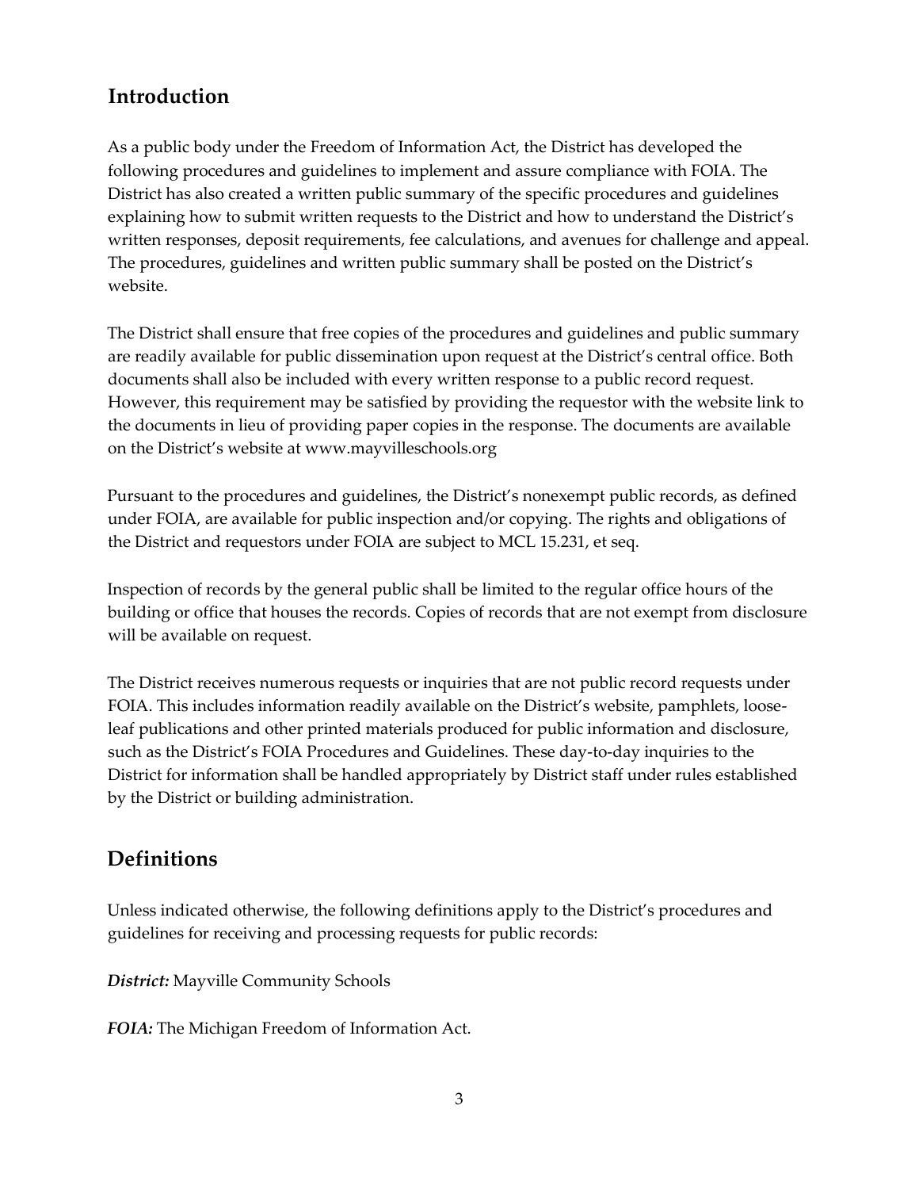## Introduction

As a public body under the Freedom of Information Act, the District has developed the following procedures and guidelines to implement and assure compliance with FOIA. The District has also created a written public summary of the specific procedures and guidelines explaining how to submit written requests to the District and how to understand the District's written responses, deposit requirements, fee calculations, and avenues for challenge and appeal. The procedures, guidelines and written public summary shall be posted on the District's website.

The District shall ensure that free copies of the procedures and guidelines and public summary are readily available for public dissemination upon request at the District's central office. Both documents shall also be included with every written response to a public record request. However, this requirement may be satisfied by providing the requestor with the website link to the documents in lieu of providing paper copies in the response. The documents are available on the District's website at www.mayvilleschools.org

Pursuant to the procedures and guidelines, the District's nonexempt public records, as defined under FOIA, are available for public inspection and/or copying. The rights and obligations of the District and requestors under FOIA are subject to MCL 15.231, et seq.

Inspection of records by the general public shall be limited to the regular office hours of the building or office that houses the records. Copies of records that are not exempt from disclosure will be available on request.

The District receives numerous requests or inquiries that are not public record requests under FOIA. This includes information readily available on the District's website, pamphlets, loose-leaf publications and other printed materials produced for public information and disclosure, such as the District's FOIA Procedures and Guidelines. These day-to-day inquiries to the District for information shall be handled appropriately by District staff under rules established by the District or building administration.

## Definitions

Unless indicated otherwise, the following definitions apply to the District's procedures and guidelines for receiving and processing requests for public records:

***District:*** Mayville Community Schools

***FOIA:*** The Michigan Freedom of Information Act.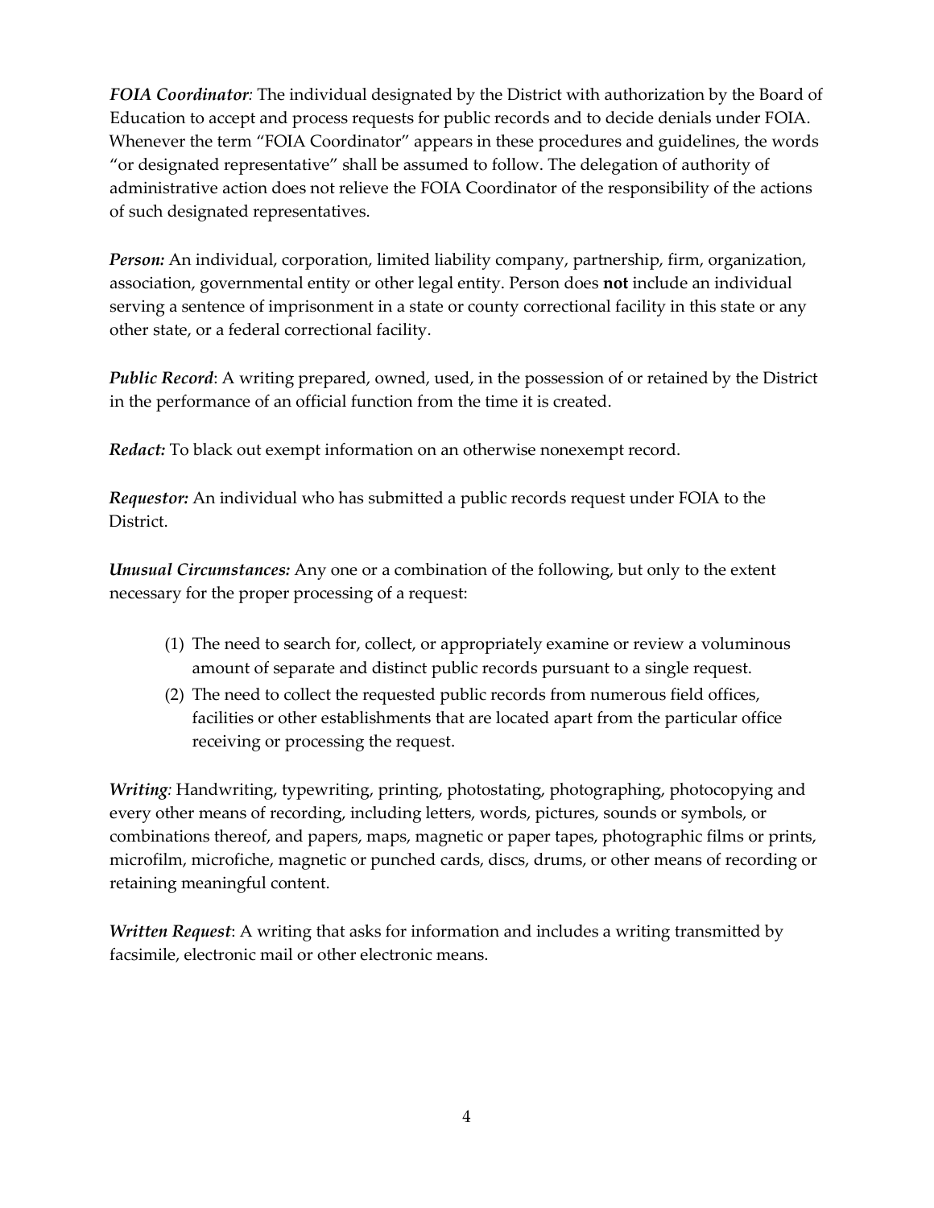***FOIA Coordinator**:* The individual designated by the District with authorization by the Board of Education to accept and process requests for public records and to decide denials under FOIA. Whenever the term "FOIA Coordinator" appears in these procedures and guidelines, the words "or designated representative" shall be assumed to follow. The delegation of authority of administrative action does not relieve the FOIA Coordinator of the responsibility of the actions of such designated representatives.

***Person:*** An individual, corporation, limited liability company, partnership, firm, organization, association, governmental entity or other legal entity. Person does **not** include an individual serving a sentence of imprisonment in a state or county correctional facility in this state or any other state, or a federal correctional facility.

***Public Record***: A writing prepared, owned, used, in the possession of or retained by the District in the performance of an official function from the time it is created.

***Redact:*** To black out exempt information on an otherwise nonexempt record.

***Requestor:*** An individual who has submitted a public records request under FOIA to the District.

***Unusual Circumstances:*** Any one or a combination of the following, but only to the extent necessary for the proper processing of a request:

(1) The need to search for, collect, or appropriately examine or review a voluminous amount of separate and distinct public records pursuant to a single request.
(2) The need to collect the requested public records from numerous field offices, facilities or other establishments that are located apart from the particular office receiving or processing the request.

***Writing**:* Handwriting, typewriting, printing, photostating, photographing, photocopying and every other means of recording, including letters, words, pictures, sounds or symbols, or combinations thereof, and papers, maps, magnetic or paper tapes, photographic films or prints, microfilm, microfiche, magnetic or punched cards, discs, drums, or other means of recording or retaining meaningful content.

***Written Request***: A writing that asks for information and includes a writing transmitted by facsimile, electronic mail or other electronic means.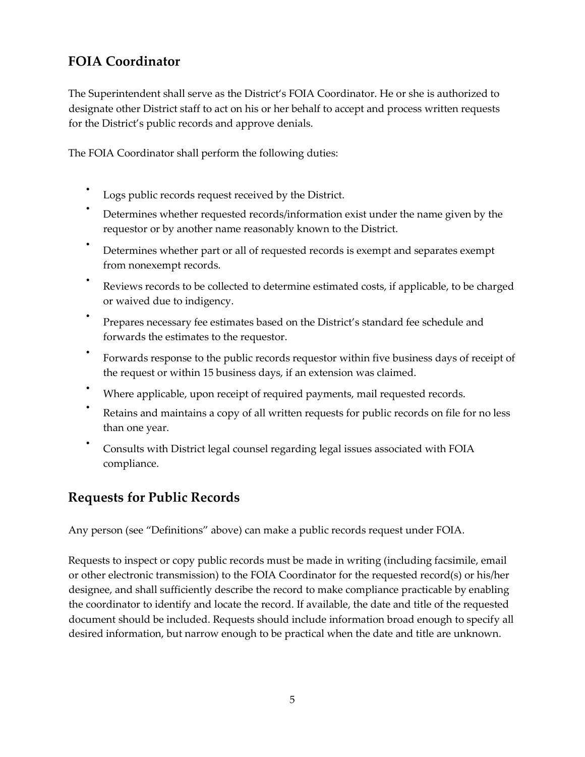## FOIA Coordinator

The Superintendent shall serve as the District's FOIA Coordinator. He or she is authorized to designate other District staff to act on his or her behalf to accept and process written requests for the District's public records and approve denials.

The FOIA Coordinator shall perform the following duties:

- Logs public records request received by the District.
- Determines whether requested records/information exist under the name given by the requestor or by another name reasonably known to the District.
- Determines whether part or all of requested records is exempt and separates exempt from nonexempt records.
- Reviews records to be collected to determine estimated costs, if applicable, to be charged or waived due to indigency.
- Prepares necessary fee estimates based on the District's standard fee schedule and forwards the estimates to the requestor.
- Forwards response to the public records requestor within five business days of receipt of the request or within 15 business days, if an extension was claimed.
- Where applicable, upon receipt of required payments, mail requested records.
- Retains and maintains a copy of all written requests for public records on file for no less than one year.
- Consults with District legal counsel regarding legal issues associated with FOIA compliance.

## Requests for Public Records

Any person (see "Definitions" above) can make a public records request under FOIA.

Requests to inspect or copy public records must be made in writing (including facsimile, email or other electronic transmission) to the FOIA Coordinator for the requested record(s) or his/her designee, and shall sufficiently describe the record to make compliance practicable by enabling the coordinator to identify and locate the record. If available, the date and title of the requested document should be included. Requests should include information broad enough to specify all desired information, but narrow enough to be practical when the date and title are unknown.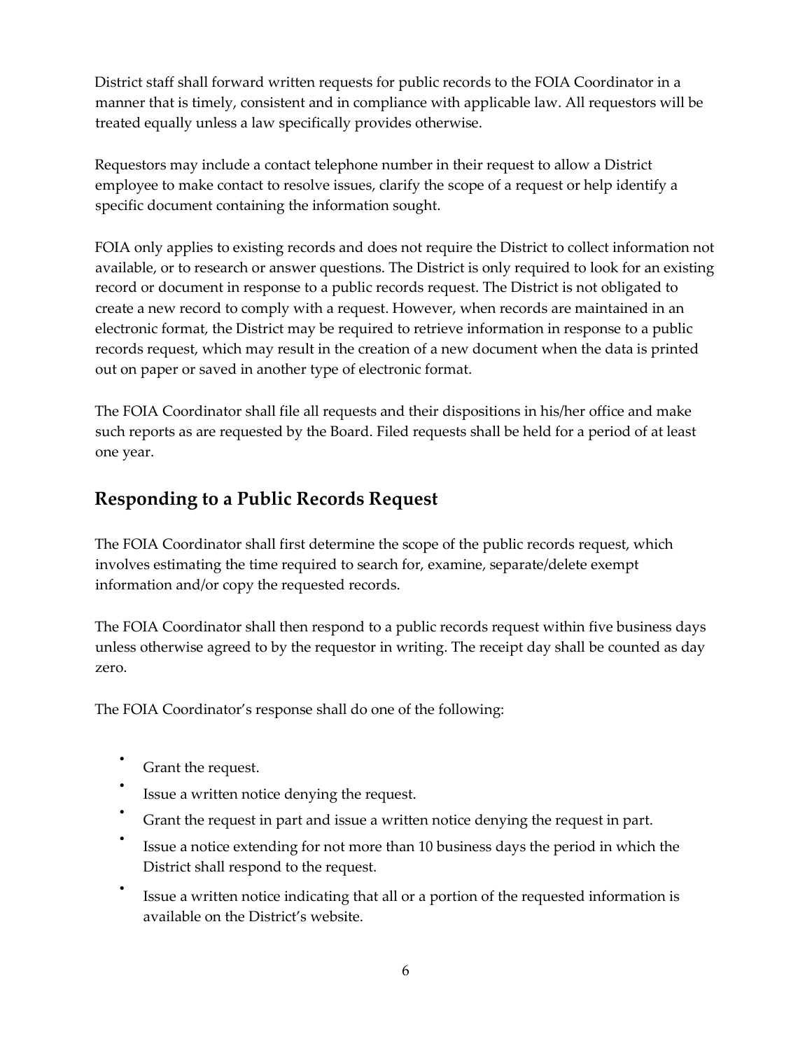District staff shall forward written requests for public records to the FOIA Coordinator in a manner that is timely, consistent and in compliance with applicable law. All requestors will be treated equally unless a law specifically provides otherwise.

Requestors may include a contact telephone number in their request to allow a District employee to make contact to resolve issues, clarify the scope of a request or help identify a specific document containing the information sought.

FOIA only applies to existing records and does not require the District to collect information not available, or to research or answer questions. The District is only required to look for an existing record or document in response to a public records request. The District is not obligated to create a new record to comply with a request. However, when records are maintained in an electronic format, the District may be required to retrieve information in response to a public records request, which may result in the creation of a new document when the data is printed out on paper or saved in another type of electronic format.

The FOIA Coordinator shall file all requests and their dispositions in his/her office and make such reports as are requested by the Board. Filed requests shall be held for a period of at least one year.

## Responding to a Public Records Request

The FOIA Coordinator shall first determine the scope of the public records request, which involves estimating the time required to search for, examine, separate/delete exempt information and/or copy the requested records.

The FOIA Coordinator shall then respond to a public records request within five business days unless otherwise agreed to by the requestor in writing. The receipt day shall be counted as day zero.

The FOIA Coordinator's response shall do one of the following:

- Grant the request.
- Issue a written notice denying the request.
- Grant the request in part and issue a written notice denying the request in part.
- Issue a notice extending for not more than 10 business days the period in which the District shall respond to the request.
- Issue a written notice indicating that all or a portion of the requested information is available on the District's website.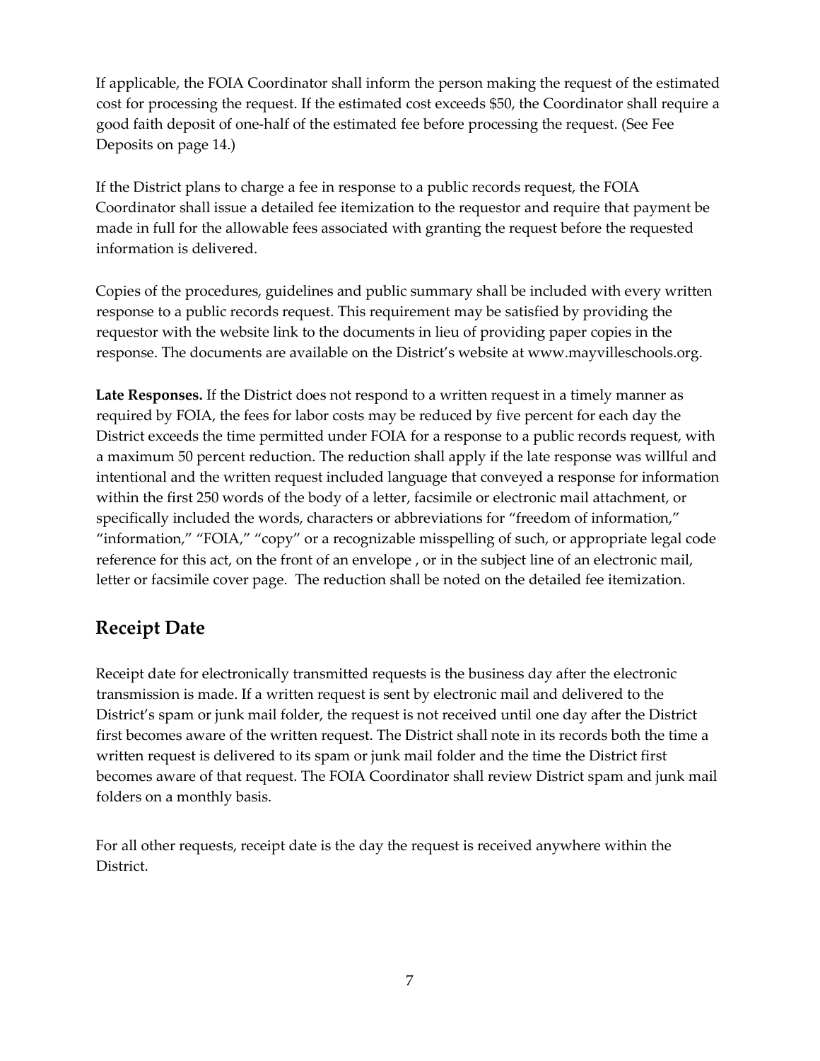If applicable, the FOIA Coordinator shall inform the person making the request of the estimated cost for processing the request. If the estimated cost exceeds $50, the Coordinator shall require a good faith deposit of one-half of the estimated fee before processing the request. (See Fee Deposits on page 14.)

If the District plans to charge a fee in response to a public records request, the FOIA Coordinator shall issue a detailed fee itemization to the requestor and require that payment be made in full for the allowable fees associated with granting the request before the requested information is delivered.

Copies of the procedures, guidelines and public summary shall be included with every written response to a public records request. This requirement may be satisfied by providing the requestor with the website link to the documents in lieu of providing paper copies in the response. The documents are available on the District's website at www.mayvilleschools.org.

**Late Responses.** If the District does not respond to a written request in a timely manner as required by FOIA, the fees for labor costs may be reduced by five percent for each day the District exceeds the time permitted under FOIA for a response to a public records request, with a maximum 50 percent reduction. The reduction shall apply if the late response was willful and intentional and the written request included language that conveyed a response for information within the first 250 words of the body of a letter, facsimile or electronic mail attachment, or specifically included the words, characters or abbreviations for "freedom of information," "information," "FOIA," "copy" or a recognizable misspelling of such, or appropriate legal code reference for this act, on the front of an envelope , or in the subject line of an electronic mail, letter or facsimile cover page. The reduction shall be noted on the detailed fee itemization.

## Receipt Date

Receipt date for electronically transmitted requests is the business day after the electronic transmission is made. If a written request is sent by electronic mail and delivered to the District's spam or junk mail folder, the request is not received until one day after the District first becomes aware of the written request. The District shall note in its records both the time a written request is delivered to its spam or junk mail folder and the time the District first becomes aware of that request. The FOIA Coordinator shall review District spam and junk mail folders on a monthly basis.

For all other requests, receipt date is the day the request is received anywhere within the District.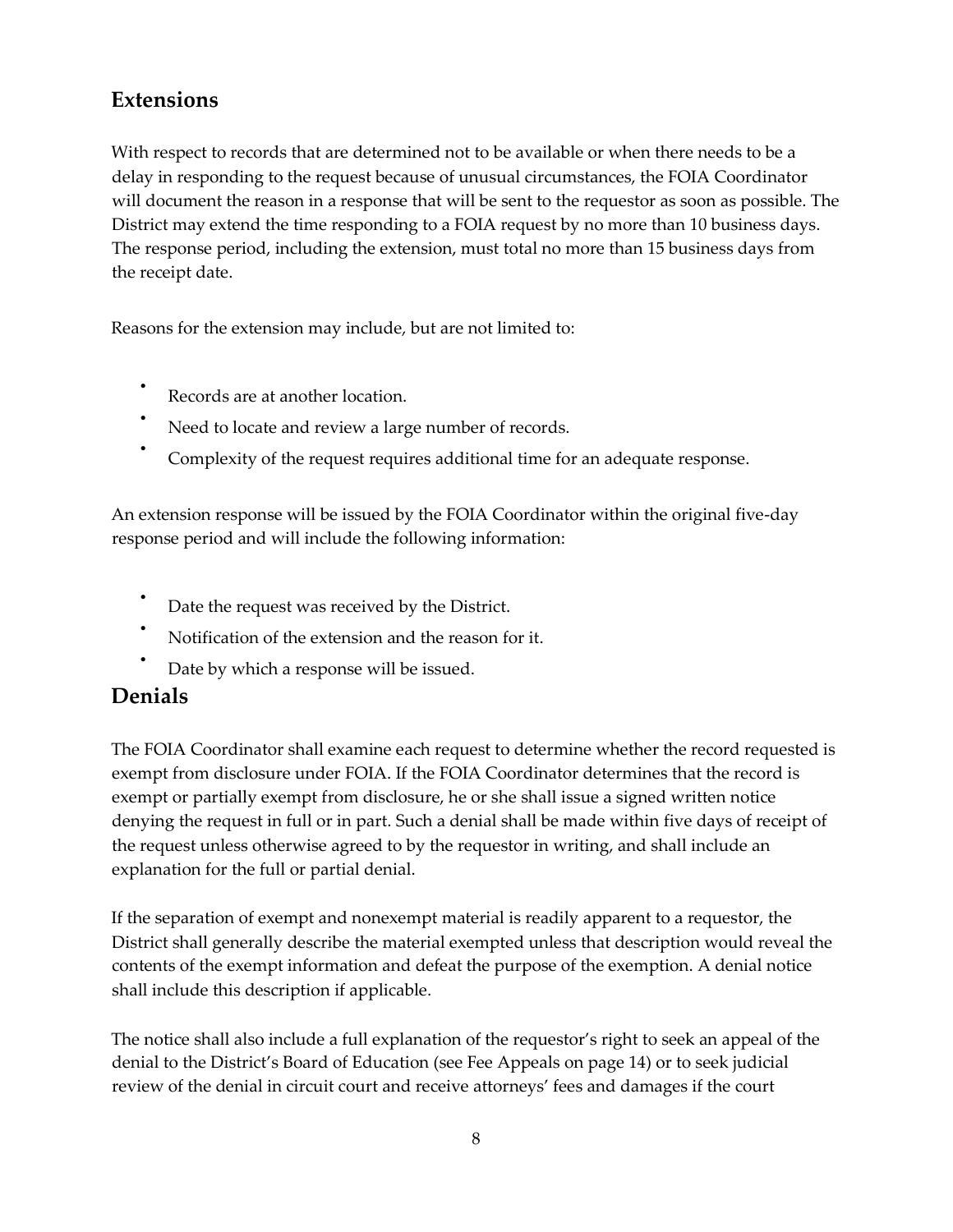## Extensions

With respect to records that are determined not to be available or when there needs to be a delay in responding to the request because of unusual circumstances, the FOIA Coordinator will document the reason in a response that will be sent to the requestor as soon as possible. The District may extend the time responding to a FOIA request by no more than 10 business days. The response period, including the extension, must total no more than 15 business days from the receipt date.

Reasons for the extension may include, but are not limited to:

- Records are at another location.
- Need to locate and review a large number of records.
- Complexity of the request requires additional time for an adequate response.

An extension response will be issued by the FOIA Coordinator within the original five-day response period and will include the following information:

- Date the request was received by the District.
- Notification of the extension and the reason for it.
- Date by which a response will be issued.

## Denials

The FOIA Coordinator shall examine each request to determine whether the record requested is exempt from disclosure under FOIA. If the FOIA Coordinator determines that the record is exempt or partially exempt from disclosure, he or she shall issue a signed written notice denying the request in full or in part. Such a denial shall be made within five days of receipt of the request unless otherwise agreed to by the requestor in writing, and shall include an explanation for the full or partial denial.

If the separation of exempt and nonexempt material is readily apparent to a requestor, the District shall generally describe the material exempted unless that description would reveal the contents of the exempt information and defeat the purpose of the exemption. A denial notice shall include this description if applicable.

The notice shall also include a full explanation of the requestor's right to seek an appeal of the denial to the District's Board of Education (see Fee Appeals on page 14) or to seek judicial review of the denial in circuit court and receive attorneys' fees and damages if the court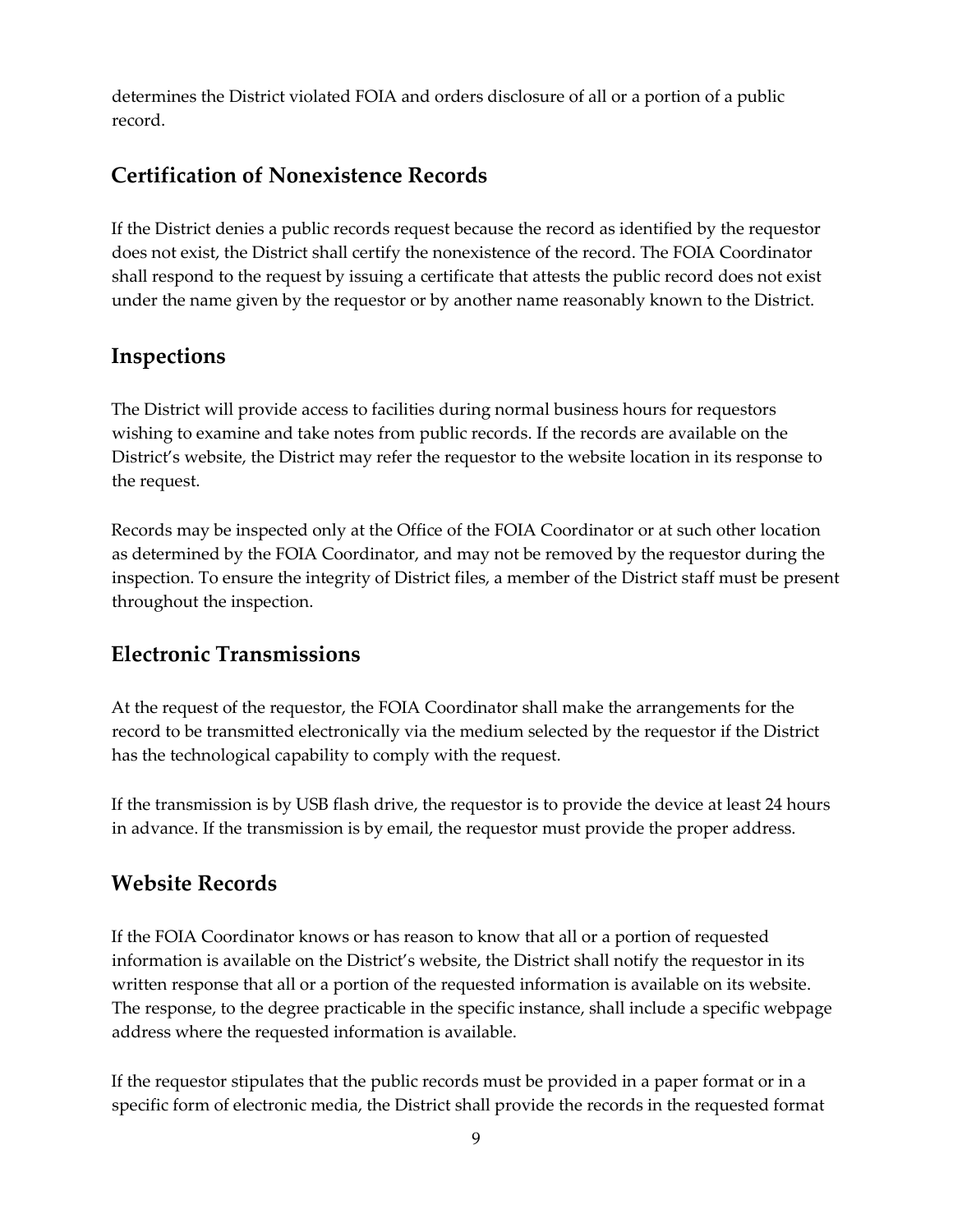determines the District violated FOIA and orders disclosure of all or a portion of a public record.

## Certification of Nonexistence Records

If the District denies a public records request because the record as identified by the requestor does not exist, the District shall certify the nonexistence of the record. The FOIA Coordinator shall respond to the request by issuing a certificate that attests the public record does not exist under the name given by the requestor or by another name reasonably known to the District.

## Inspections

The District will provide access to facilities during normal business hours for requestors wishing to examine and take notes from public records. If the records are available on the District's website, the District may refer the requestor to the website location in its response to the request.

Records may be inspected only at the Office of the FOIA Coordinator or at such other location as determined by the FOIA Coordinator, and may not be removed by the requestor during the inspection. To ensure the integrity of District files, a member of the District staff must be present throughout the inspection.

## Electronic Transmissions

At the request of the requestor, the FOIA Coordinator shall make the arrangements for the record to be transmitted electronically via the medium selected by the requestor if the District has the technological capability to comply with the request.

If the transmission is by USB flash drive, the requestor is to provide the device at least 24 hours in advance. If the transmission is by email, the requestor must provide the proper address.

## Website Records

If the FOIA Coordinator knows or has reason to know that all or a portion of requested information is available on the District's website, the District shall notify the requestor in its written response that all or a portion of the requested information is available on its website. The response, to the degree practicable in the specific instance, shall include a specific webpage address where the requested information is available.

If the requestor stipulates that the public records must be provided in a paper format or in a specific form of electronic media, the District shall provide the records in the requested format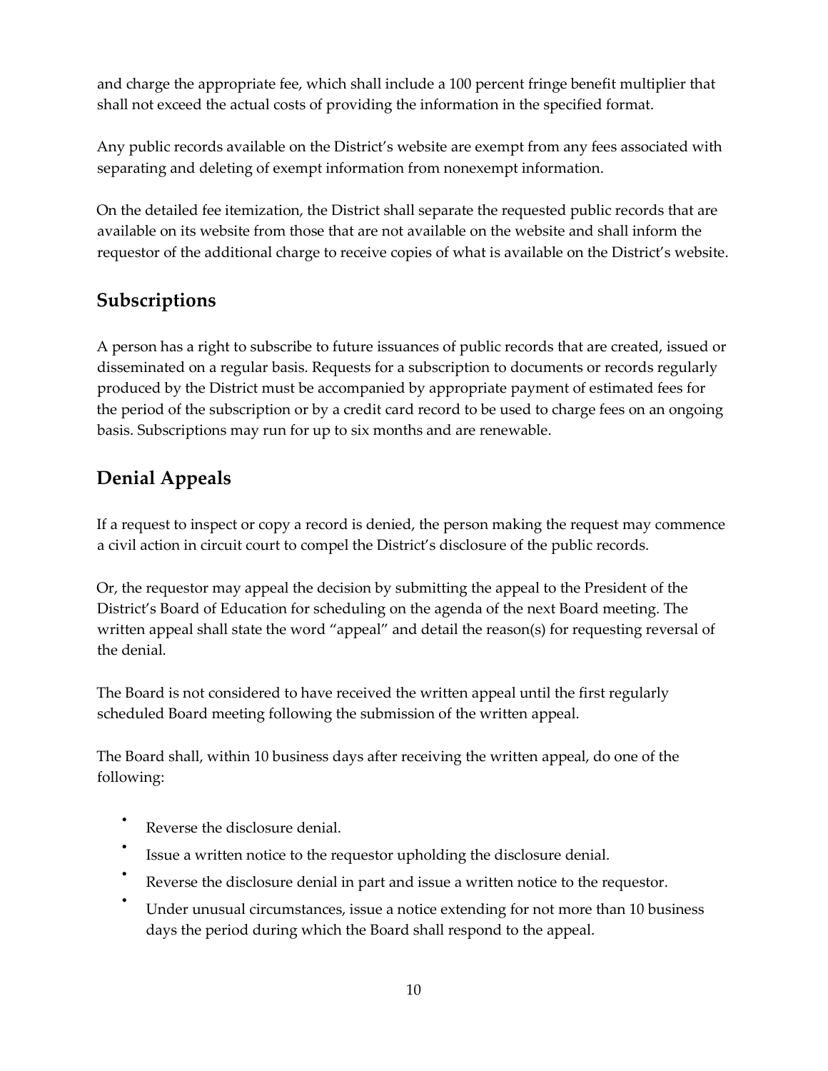and charge the appropriate fee, which shall include a 100 percent fringe benefit multiplier that shall not exceed the actual costs of providing the information in the specified format.

Any public records available on the District's website are exempt from any fees associated with separating and deleting of exempt information from nonexempt information.

On the detailed fee itemization, the District shall separate the requested public records that are available on its website from those that are not available on the website and shall inform the requestor of the additional charge to receive copies of what is available on the District's website.

## Subscriptions

A person has a right to subscribe to future issuances of public records that are created, issued or disseminated on a regular basis. Requests for a subscription to documents or records regularly produced by the District must be accompanied by appropriate payment of estimated fees for the period of the subscription or by a credit card record to be used to charge fees on an ongoing basis. Subscriptions may run for up to six months and are renewable.

## Denial Appeals

If a request to inspect or copy a record is denied, the person making the request may commence a civil action in circuit court to compel the District's disclosure of the public records.

Or, the requestor may appeal the decision by submitting the appeal to the President of the District's Board of Education for scheduling on the agenda of the next Board meeting. The written appeal shall state the word "appeal" and detail the reason(s) for requesting reversal of the denial.

The Board is not considered to have received the written appeal until the first regularly scheduled Board meeting following the submission of the written appeal.

The Board shall, within 10 business days after receiving the written appeal, do one of the following:

- Reverse the disclosure denial.
- Issue a written notice to the requestor upholding the disclosure denial.
- Reverse the disclosure denial in part and issue a written notice to the requestor.
- Under unusual circumstances, issue a notice extending for not more than 10 business days the period during which the Board shall respond to the appeal.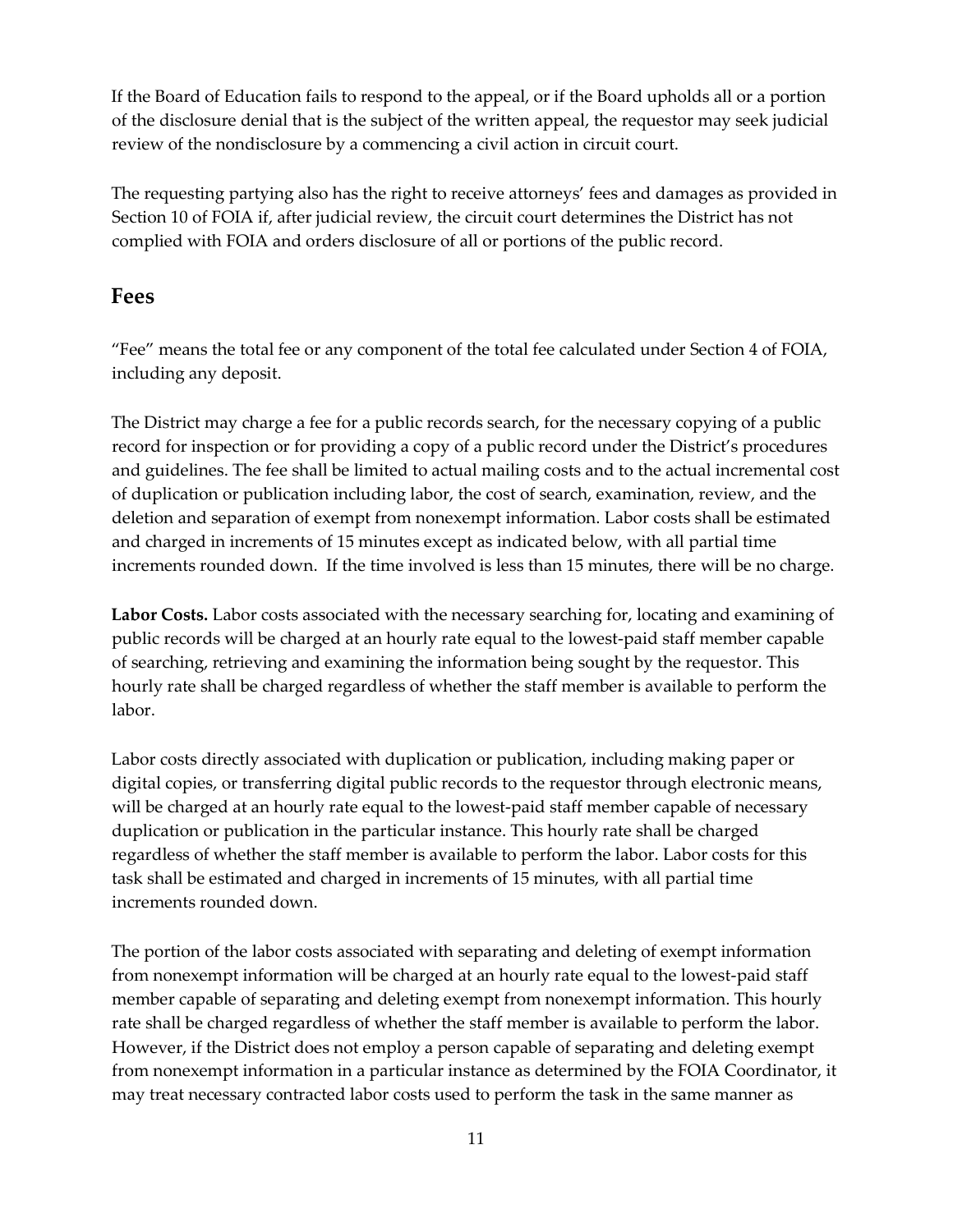If the Board of Education fails to respond to the appeal, or if the Board upholds all or a portion of the disclosure denial that is the subject of the written appeal, the requestor may seek judicial review of the nondisclosure by a commencing a civil action in circuit court.

The requesting partying also has the right to receive attorneys' fees and damages as provided in Section 10 of FOIA if, after judicial review, the circuit court determines the District has not complied with FOIA and orders disclosure of all or portions of the public record.

## Fees

"Fee" means the total fee or any component of the total fee calculated under Section 4 of FOIA, including any deposit.

The District may charge a fee for a public records search, for the necessary copying of a public record for inspection or for providing a copy of a public record under the District's procedures and guidelines. The fee shall be limited to actual mailing costs and to the actual incremental cost of duplication or publication including labor, the cost of search, examination, review, and the deletion and separation of exempt from nonexempt information. Labor costs shall be estimated and charged in increments of 15 minutes except as indicated below, with all partial time increments rounded down. If the time involved is less than 15 minutes, there will be no charge.

**Labor Costs.** Labor costs associated with the necessary searching for, locating and examining of public records will be charged at an hourly rate equal to the lowest-paid staff member capable of searching, retrieving and examining the information being sought by the requestor. This hourly rate shall be charged regardless of whether the staff member is available to perform the labor.

Labor costs directly associated with duplication or publication, including making paper or digital copies, or transferring digital public records to the requestor through electronic means, will be charged at an hourly rate equal to the lowest-paid staff member capable of necessary duplication or publication in the particular instance. This hourly rate shall be charged regardless of whether the staff member is available to perform the labor. Labor costs for this task shall be estimated and charged in increments of 15 minutes, with all partial time increments rounded down.

The portion of the labor costs associated with separating and deleting of exempt information from nonexempt information will be charged at an hourly rate equal to the lowest-paid staff member capable of separating and deleting exempt from nonexempt information. This hourly rate shall be charged regardless of whether the staff member is available to perform the labor. However, if the District does not employ a person capable of separating and deleting exempt from nonexempt information in a particular instance as determined by the FOIA Coordinator, it may treat necessary contracted labor costs used to perform the task in the same manner as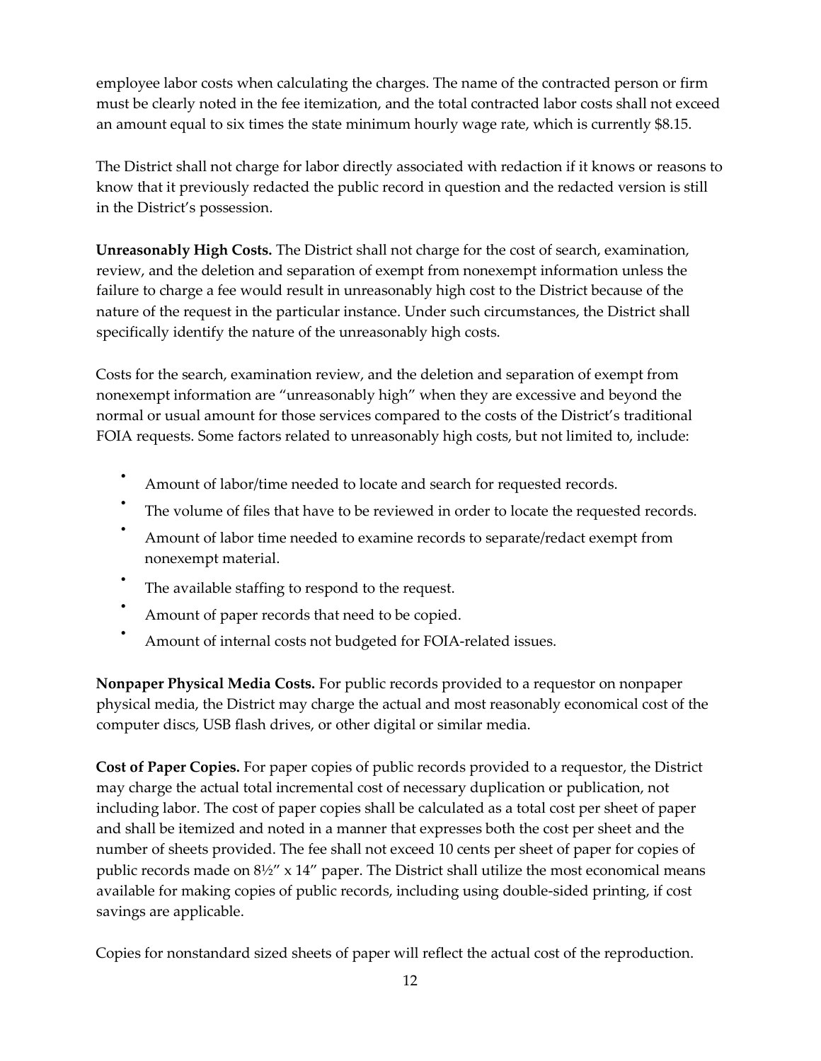employee labor costs when calculating the charges. The name of the contracted person or firm must be clearly noted in the fee itemization, and the total contracted labor costs shall not exceed an amount equal to six times the state minimum hourly wage rate, which is currently $8.15.

The District shall not charge for labor directly associated with redaction if it knows or reasons to know that it previously redacted the public record in question and the redacted version is still in the District's possession.

**Unreasonably High Costs.** The District shall not charge for the cost of search, examination, review, and the deletion and separation of exempt from nonexempt information unless the failure to charge a fee would result in unreasonably high cost to the District because of the nature of the request in the particular instance. Under such circumstances, the District shall specifically identify the nature of the unreasonably high costs.

Costs for the search, examination review, and the deletion and separation of exempt from nonexempt information are "unreasonably high" when they are excessive and beyond the normal or usual amount for those services compared to the costs of the District's traditional FOIA requests. Some factors related to unreasonably high costs, but not limited to, include:

- Amount of labor/time needed to locate and search for requested records.
- The volume of files that have to be reviewed in order to locate the requested records.
- Amount of labor time needed to examine records to separate/redact exempt from nonexempt material.
- The available staffing to respond to the request.
- Amount of paper records that need to be copied.
- Amount of internal costs not budgeted for FOIA-related issues.

**Nonpaper Physical Media Costs.** For public records provided to a requestor on nonpaper physical media, the District may charge the actual and most reasonably economical cost of the computer discs, USB flash drives, or other digital or similar media.

**Cost of Paper Copies.** For paper copies of public records provided to a requestor, the District may charge the actual total incremental cost of necessary duplication or publication, not including labor. The cost of paper copies shall be calculated as a total cost per sheet of paper and shall be itemized and noted in a manner that expresses both the cost per sheet and the number of sheets provided. The fee shall not exceed 10 cents per sheet of paper for copies of public records made on 8½" x 14" paper. The District shall utilize the most economical means available for making copies of public records, including using double-sided printing, if cost savings are applicable.

Copies for nonstandard sized sheets of paper will reflect the actual cost of the reproduction.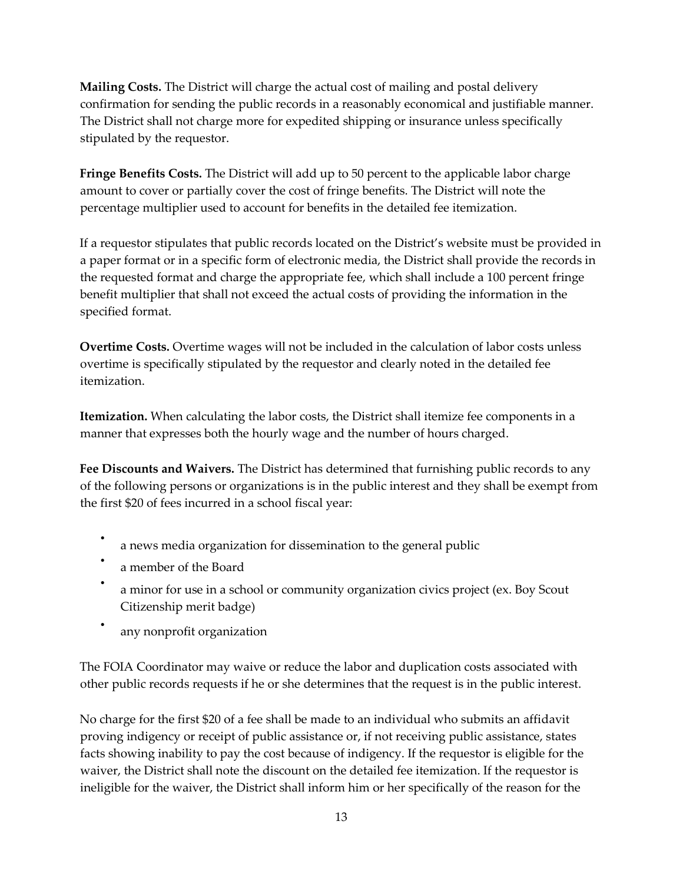**Mailing Costs.** The District will charge the actual cost of mailing and postal delivery confirmation for sending the public records in a reasonably economical and justifiable manner. The District shall not charge more for expedited shipping or insurance unless specifically stipulated by the requestor.

**Fringe Benefits Costs.** The District will add up to 50 percent to the applicable labor charge amount to cover or partially cover the cost of fringe benefits. The District will note the percentage multiplier used to account for benefits in the detailed fee itemization.

If a requestor stipulates that public records located on the District's website must be provided in a paper format or in a specific form of electronic media, the District shall provide the records in the requested format and charge the appropriate fee, which shall include a 100 percent fringe benefit multiplier that shall not exceed the actual costs of providing the information in the specified format.

**Overtime Costs.** Overtime wages will not be included in the calculation of labor costs unless overtime is specifically stipulated by the requestor and clearly noted in the detailed fee itemization.

**Itemization.** When calculating the labor costs, the District shall itemize fee components in a manner that expresses both the hourly wage and the number of hours charged.

**Fee Discounts and Waivers.** The District has determined that furnishing public records to any of the following persons or organizations is in the public interest and they shall be exempt from the first $20 of fees incurred in a school fiscal year:

- a news media organization for dissemination to the general public
- a member of the Board
- a minor for use in a school or community organization civics project (ex. Boy Scout Citizenship merit badge)
- any nonprofit organization

The FOIA Coordinator may waive or reduce the labor and duplication costs associated with other public records requests if he or she determines that the request is in the public interest.

No charge for the first $20 of a fee shall be made to an individual who submits an affidavit proving indigency or receipt of public assistance or, if not receiving public assistance, states facts showing inability to pay the cost because of indigency. If the requestor is eligible for the waiver, the District shall note the discount on the detailed fee itemization. If the requestor is ineligible for the waiver, the District shall inform him or her specifically of the reason for the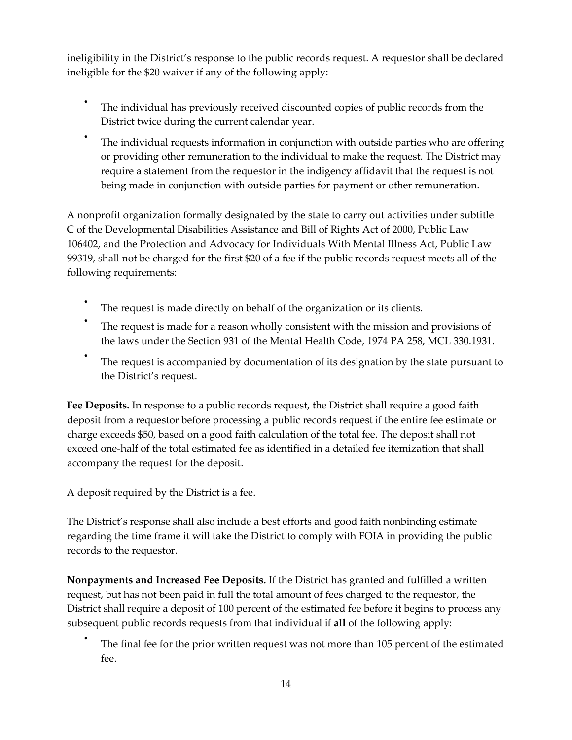ineligibility in the District's response to the public records request. A requestor shall be declared ineligible for the $20 waiver if any of the following apply:

- The individual has previously received discounted copies of public records from the District twice during the current calendar year.
- The individual requests information in conjunction with outside parties who are offering or providing other remuneration to the individual to make the request. The District may require a statement from the requestor in the indigency affidavit that the request is not being made in conjunction with outside parties for payment or other remuneration.

A nonprofit organization formally designated by the state to carry out activities under subtitle C of the Developmental Disabilities Assistance and Bill of Rights Act of 2000, Public Law 106402, and the Protection and Advocacy for Individuals With Mental Illness Act, Public Law 99319, shall not be charged for the first $20 of a fee if the public records request meets all of the following requirements:

- The request is made directly on behalf of the organization or its clients.
- The request is made for a reason wholly consistent with the mission and provisions of the laws under the Section 931 of the Mental Health Code, 1974 PA 258, MCL 330.1931.
- The request is accompanied by documentation of its designation by the state pursuant to the District's request.

**Fee Deposits.** In response to a public records request, the District shall require a good faith deposit from a requestor before processing a public records request if the entire fee estimate or charge exceeds $50, based on a good faith calculation of the total fee. The deposit shall not exceed one-half of the total estimated fee as identified in a detailed fee itemization that shall accompany the request for the deposit.

A deposit required by the District is a fee.

The District's response shall also include a best efforts and good faith nonbinding estimate regarding the time frame it will take the District to comply with FOIA in providing the public records to the requestor.

**Nonpayments and Increased Fee Deposits.** If the District has granted and fulfilled a written request, but has not been paid in full the total amount of fees charged to the requestor, the District shall require a deposit of 100 percent of the estimated fee before it begins to process any subsequent public records requests from that individual if **all** of the following apply:

- The final fee for the prior written request was not more than 105 percent of the estimated fee.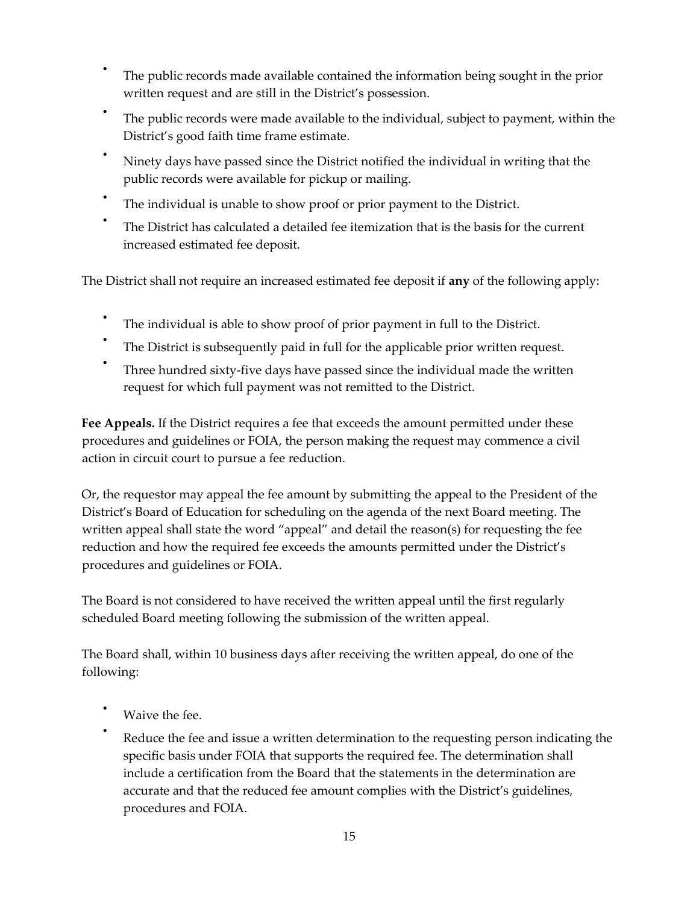- The public records made available contained the information being sought in the prior written request and are still in the District's possession.
- The public records were made available to the individual, subject to payment, within the District's good faith time frame estimate.
- Ninety days have passed since the District notified the individual in writing that the public records were available for pickup or mailing.
- The individual is unable to show proof or prior payment to the District.
- The District has calculated a detailed fee itemization that is the basis for the current increased estimated fee deposit.

The District shall not require an increased estimated fee deposit if **any** of the following apply:

- The individual is able to show proof of prior payment in full to the District.
- The District is subsequently paid in full for the applicable prior written request.
- Three hundred sixty-five days have passed since the individual made the written request for which full payment was not remitted to the District.

**Fee Appeals.** If the District requires a fee that exceeds the amount permitted under these procedures and guidelines or FOIA, the person making the request may commence a civil action in circuit court to pursue a fee reduction.

Or, the requestor may appeal the fee amount by submitting the appeal to the President of the District's Board of Education for scheduling on the agenda of the next Board meeting. The written appeal shall state the word "appeal" and detail the reason(s) for requesting the fee reduction and how the required fee exceeds the amounts permitted under the District's procedures and guidelines or FOIA.

The Board is not considered to have received the written appeal until the first regularly scheduled Board meeting following the submission of the written appeal.

The Board shall, within 10 business days after receiving the written appeal, do one of the following:

- Waive the fee.
- Reduce the fee and issue a written determination to the requesting person indicating the specific basis under FOIA that supports the required fee. The determination shall include a certification from the Board that the statements in the determination are accurate and that the reduced fee amount complies with the District's guidelines, procedures and FOIA.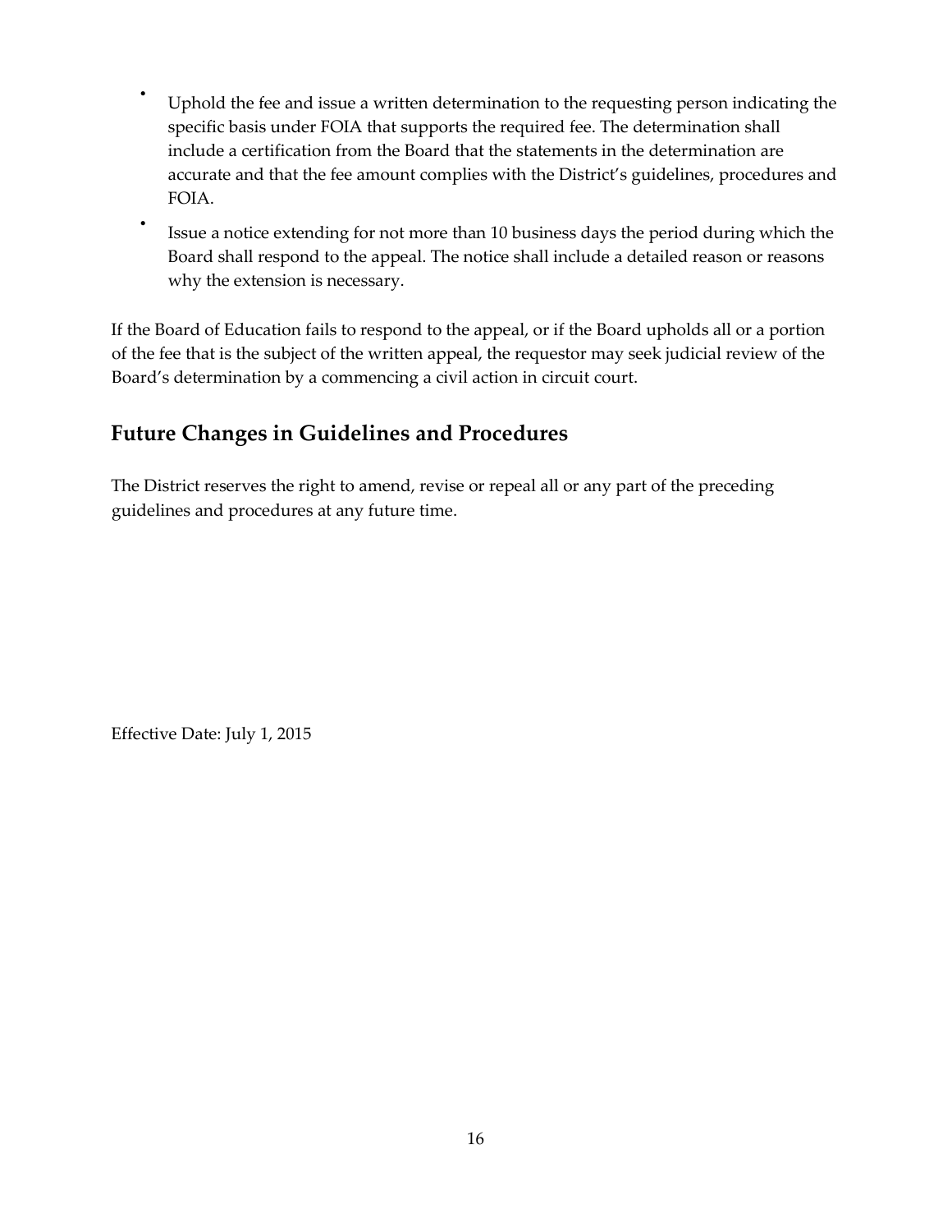- Uphold the fee and issue a written determination to the requesting person indicating the specific basis under FOIA that supports the required fee. The determination shall include a certification from the Board that the statements in the determination are accurate and that the fee amount complies with the District's guidelines, procedures and FOIA.
- Issue a notice extending for not more than 10 business days the period during which the Board shall respond to the appeal. The notice shall include a detailed reason or reasons why the extension is necessary.

If the Board of Education fails to respond to the appeal, or if the Board upholds all or a portion of the fee that is the subject of the written appeal, the requestor may seek judicial review of the Board's determination by a commencing a civil action in circuit court.

## Future Changes in Guidelines and Procedures

The District reserves the right to amend, revise or repeal all or any part of the preceding guidelines and procedures at any future time.

Effective Date: July 1, 2015